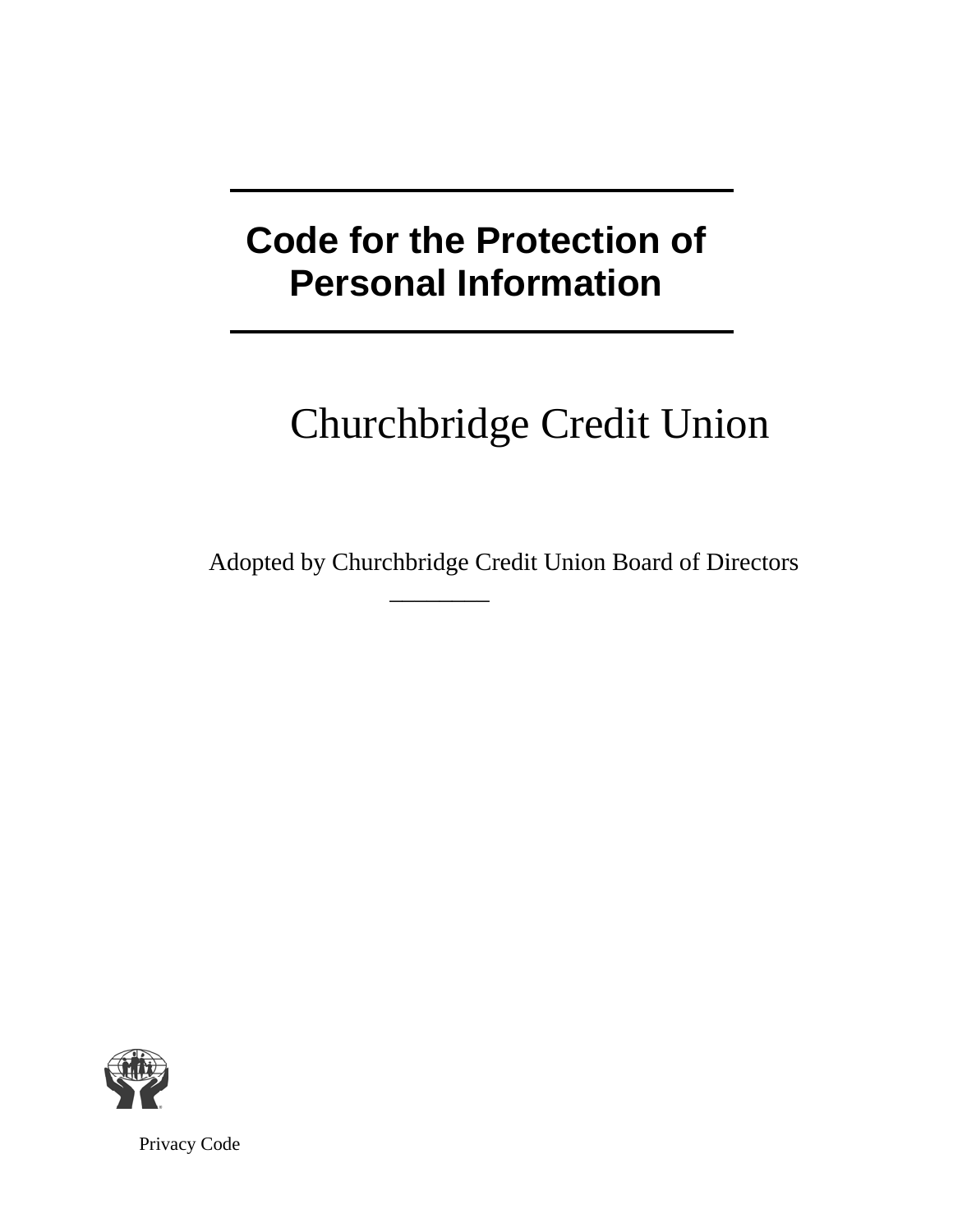# Code for the Protection of Personal Information

Churchbridge Credit Union

Adopted by Churchbridge Credit Union Board of Directors ________

Privacy Code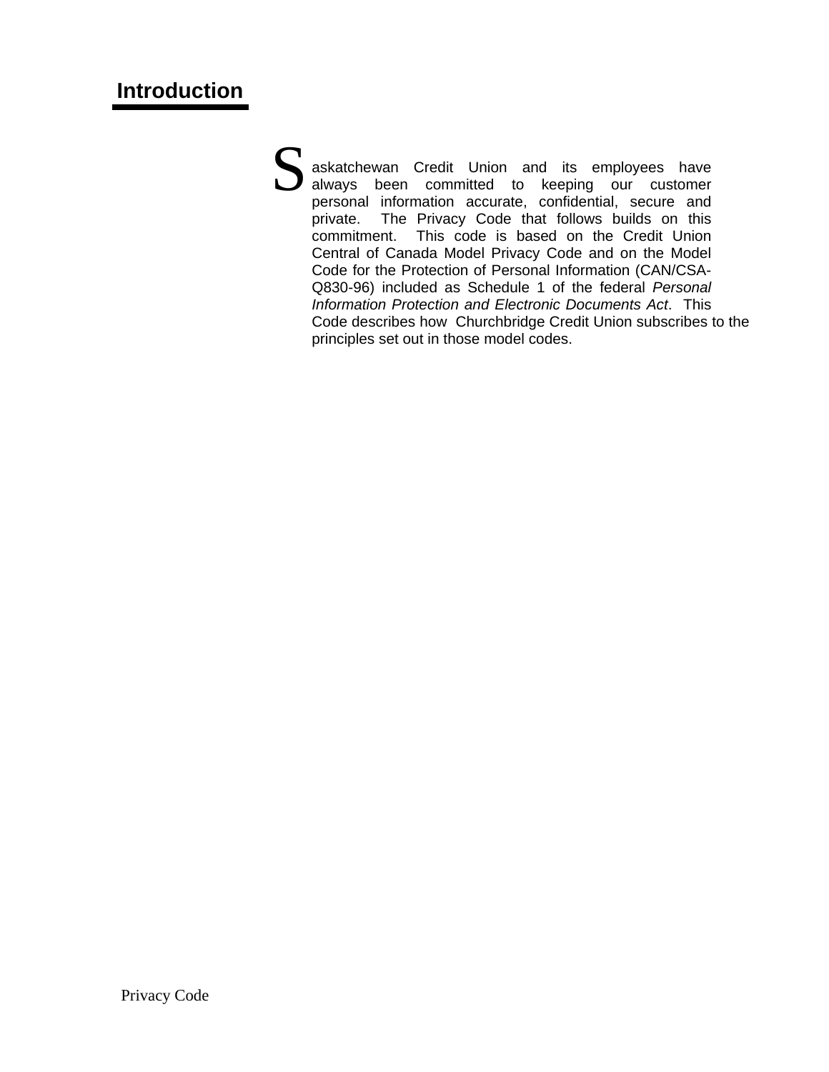## Introduction

Saskatchewan Credit Union and its employees have always been committed to keeping our customer personal information accurate, confidential, secure and private. The Privacy Code that follows builds on this commitment. This code is based on the Credit Union Central of Canada Model Privacy Code and on the Model Code for the Protection of Personal Information (CAN/CSA-Q830-96) included as Schedule 1 of the federal *Personal Information Protection and Electronic Documents Act*. This Code describes how Churchbridge Credit Union subscribes to the principles set out in those model codes.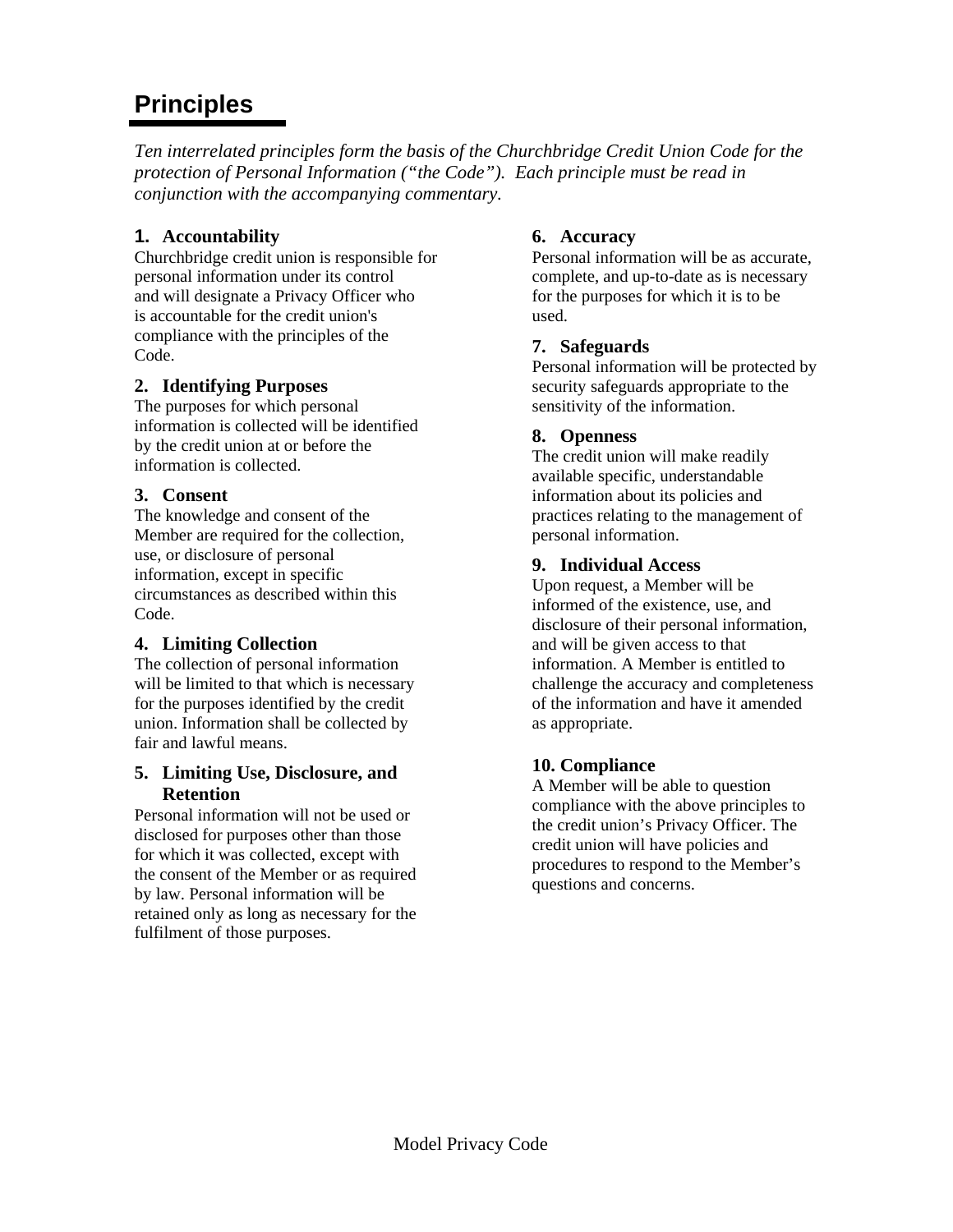## Principles

*Ten interrelated principles form the basis of the Churchbridge Credit Union Code for the protection of Personal Information ("the Code"). Each principle must be read in conjunction with the accompanying commentary.*

### 1. Accountability

Churchbridge credit union is responsible for personal information under its control and will designate a Privacy Officer who is accountable for the credit union's compliance with the principles of the Code.

### 2. Identifying Purposes

The purposes for which personal information is collected will be identified by the credit union at or before the information is collected.

### 3. Consent

The knowledge and consent of the Member are required for the collection, use, or disclosure of personal information, except in specific circumstances as described within this Code.

### 4. Limiting Collection

The collection of personal information will be limited to that which is necessary for the purposes identified by the credit union. Information shall be collected by fair and lawful means.

### 5. Limiting Use, Disclosure, and Retention

Personal information will not be used or disclosed for purposes other than those for which it was collected, except with the consent of the Member or as required by law. Personal information will be retained only as long as necessary for the fulfilment of those purposes.

### 6. Accuracy

Personal information will be as accurate, complete, and up-to-date as is necessary for the purposes for which it is to be used.

### 7. Safeguards

Personal information will be protected by security safeguards appropriate to the sensitivity of the information.

### 8. Openness

The credit union will make readily available specific, understandable information about its policies and practices relating to the management of personal information.

### 9. Individual Access

Upon request, a Member will be informed of the existence, use, and disclosure of their personal information, and will be given access to that information. A Member is entitled to challenge the accuracy and completeness of the information and have it amended as appropriate.

### 10. Compliance

A Member will be able to question compliance with the above principles to the credit union's Privacy Officer. The credit union will have policies and procedures to respond to the Member's questions and concerns.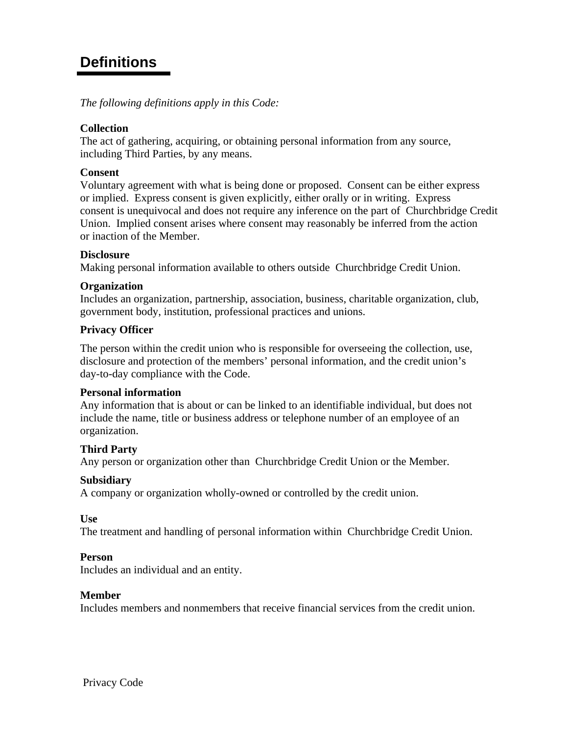# Definitions

*The following definitions apply in this Code:*

**Collection**
The act of gathering, acquiring, or obtaining personal information from any source, including Third Parties, by any means.

**Consent**
Voluntary agreement with what is being done or proposed. Consent can be either express or implied. Express consent is given explicitly, either orally or in writing. Express consent is unequivocal and does not require any inference on the part of Churchbridge Credit Union. Implied consent arises where consent may reasonably be inferred from the action or inaction of the Member.

**Disclosure**
Making personal information available to others outside Churchbridge Credit Union.

**Organization**
Includes an organization, partnership, association, business, charitable organization, club, government body, institution, professional practices and unions.

**Privacy Officer**

The person within the credit union who is responsible for overseeing the collection, use, disclosure and protection of the members' personal information, and the credit union's day-to-day compliance with the Code.

**Personal information**
Any information that is about or can be linked to an identifiable individual, but does not include the name, title or business address or telephone number of an employee of an organization.

**Third Party**
Any person or organization other than Churchbridge Credit Union or the Member.

**Subsidiary**
A company or organization wholly-owned or controlled by the credit union.

**Use**
The treatment and handling of personal information within Churchbridge Credit Union.

**Person**
Includes an individual and an entity.

**Member**
Includes members and nonmembers that receive financial services from the credit union.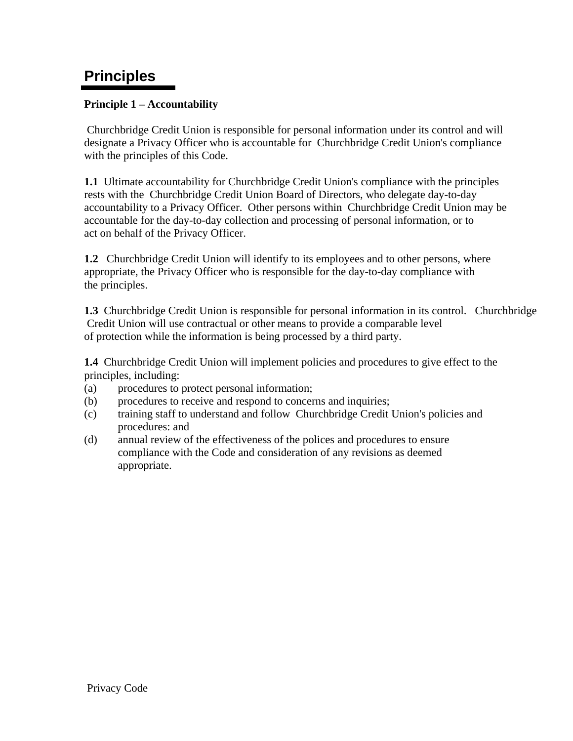# Principles

**Principle 1 – Accountability**

Churchbridge Credit Union is responsible for personal information under its control and will designate a Privacy Officer who is accountable for Churchbridge Credit Union's compliance with the principles of this Code.

**1.1** Ultimate accountability for Churchbridge Credit Union's compliance with the principles rests with the Churchbridge Credit Union Board of Directors, who delegate day-to-day accountability to a Privacy Officer. Other persons within Churchbridge Credit Union may be accountable for the day-to-day collection and processing of personal information, or to act on behalf of the Privacy Officer.

**1.2** Churchbridge Credit Union will identify to its employees and to other persons, where appropriate, the Privacy Officer who is responsible for the day-to-day compliance with the principles.

**1.3** Churchbridge Credit Union is responsible for personal information in its control. Churchbridge Credit Union will use contractual or other means to provide a comparable level of protection while the information is being processed by a third party.

**1.4** Churchbridge Credit Union will implement policies and procedures to give effect to the principles, including:

(a) procedures to protect personal information;

(b) procedures to receive and respond to concerns and inquiries;

(c) training staff to understand and follow Churchbridge Credit Union's policies and procedures: and

(d) annual review of the effectiveness of the polices and procedures to ensure compliance with the Code and consideration of any revisions as deemed appropriate.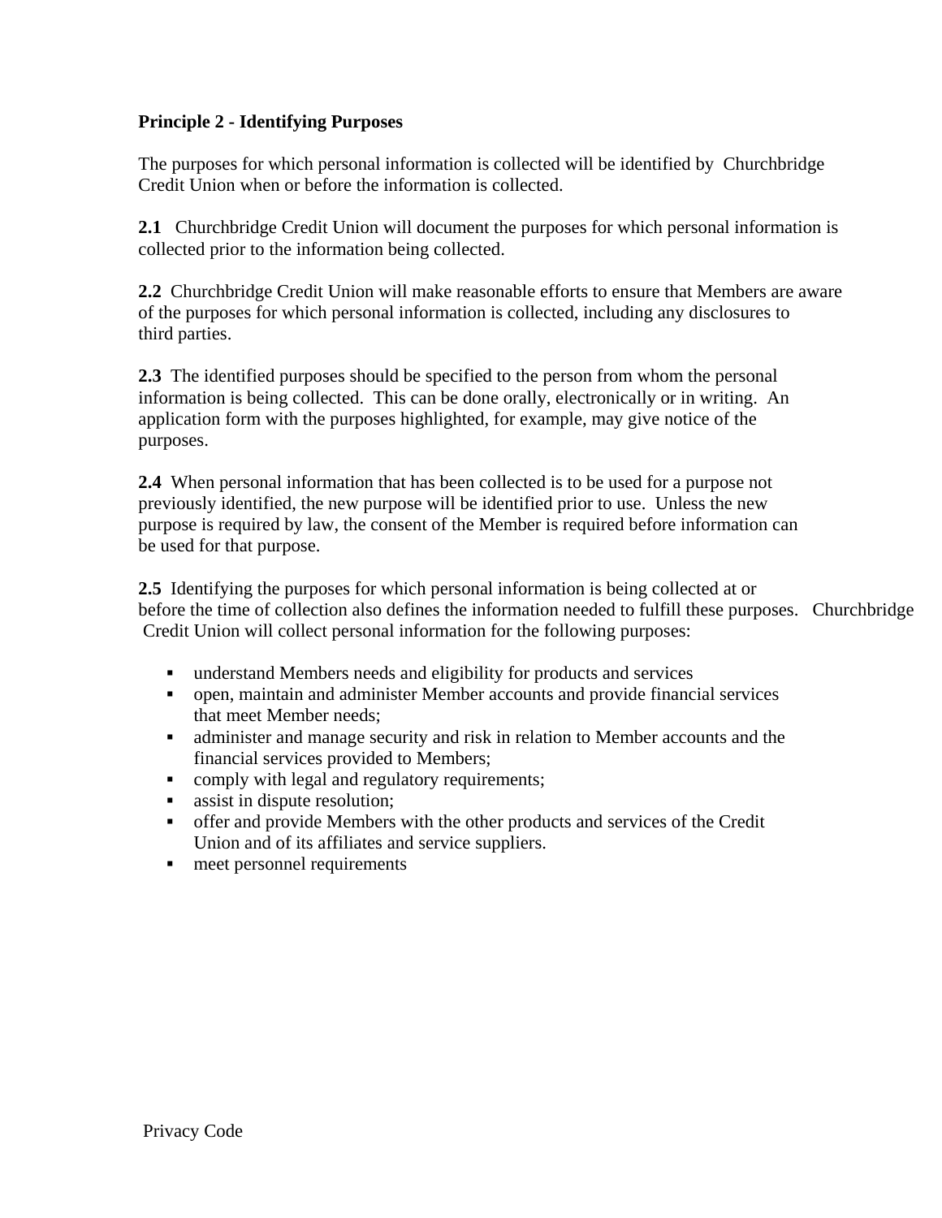**Principle 2 - Identifying Purposes**

The purposes for which personal information is collected will be identified by Churchbridge Credit Union when or before the information is collected.

**2.1** Churchbridge Credit Union will document the purposes for which personal information is collected prior to the information being collected.

**2.2** Churchbridge Credit Union will make reasonable efforts to ensure that Members are aware of the purposes for which personal information is collected, including any disclosures to third parties.

**2.3** The identified purposes should be specified to the person from whom the personal information is being collected. This can be done orally, electronically or in writing. An application form with the purposes highlighted, for example, may give notice of the purposes.

**2.4** When personal information that has been collected is to be used for a purpose not previously identified, the new purpose will be identified prior to use. Unless the new purpose is required by law, the consent of the Member is required before information can be used for that purpose.

**2.5** Identifying the purposes for which personal information is being collected at or before the time of collection also defines the information needed to fulfill these purposes. Churchbridge Credit Union will collect personal information for the following purposes:

- understand Members needs and eligibility for products and services
- open, maintain and administer Member accounts and provide financial services that meet Member needs;
- administer and manage security and risk in relation to Member accounts and the financial services provided to Members;
- comply with legal and regulatory requirements;
- assist in dispute resolution;
- offer and provide Members with the other products and services of the Credit Union and of its affiliates and service suppliers.
- meet personnel requirements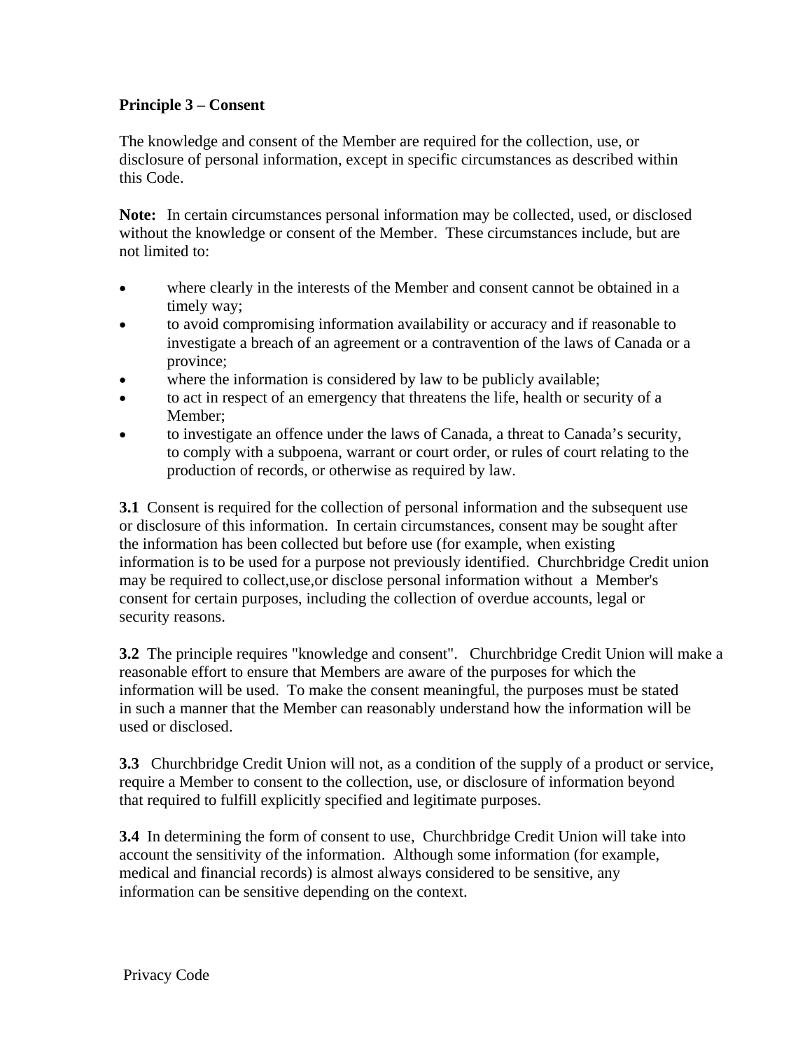**Principle 3 – Consent**

The knowledge and consent of the Member are required for the collection, use, or disclosure of personal information, except in specific circumstances as described within this Code.

**Note:** In certain circumstances personal information may be collected, used, or disclosed without the knowledge or consent of the Member. These circumstances include, but are not limited to:

- where clearly in the interests of the Member and consent cannot be obtained in a timely way;
- to avoid compromising information availability or accuracy and if reasonable to investigate a breach of an agreement or a contravention of the laws of Canada or a province;
- where the information is considered by law to be publicly available;
- to act in respect of an emergency that threatens the life, health or security of a Member;
- to investigate an offence under the laws of Canada, a threat to Canada's security, to comply with a subpoena, warrant or court order, or rules of court relating to the production of records, or otherwise as required by law.

**3.1** Consent is required for the collection of personal information and the subsequent use or disclosure of this information. In certain circumstances, consent may be sought after the information has been collected but before use (for example, when existing information is to be used for a purpose not previously identified. Churchbridge Credit union may be required to collect,use,or disclose personal information without a Member's consent for certain purposes, including the collection of overdue accounts, legal or security reasons.

**3.2** The principle requires "knowledge and consent". Churchbridge Credit Union will make a reasonable effort to ensure that Members are aware of the purposes for which the information will be used. To make the consent meaningful, the purposes must be stated in such a manner that the Member can reasonably understand how the information will be used or disclosed.

**3.3** Churchbridge Credit Union will not, as a condition of the supply of a product or service, require a Member to consent to the collection, use, or disclosure of information beyond that required to fulfill explicitly specified and legitimate purposes.

**3.4** In determining the form of consent to use, Churchbridge Credit Union will take into account the sensitivity of the information. Although some information (for example, medical and financial records) is almost always considered to be sensitive, any information can be sensitive depending on the context.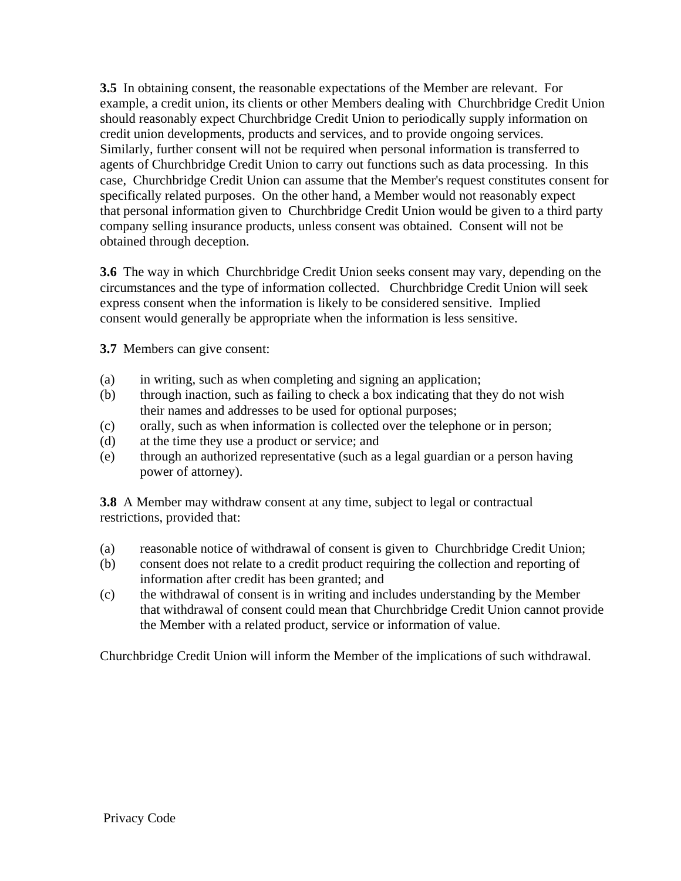**3.5** In obtaining consent, the reasonable expectations of the Member are relevant. For example, a credit union, its clients or other Members dealing with Churchbridge Credit Union should reasonably expect Churchbridge Credit Union to periodically supply information on credit union developments, products and services, and to provide ongoing services. Similarly, further consent will not be required when personal information is transferred to agents of Churchbridge Credit Union to carry out functions such as data processing. In this case, Churchbridge Credit Union can assume that the Member's request constitutes consent for specifically related purposes. On the other hand, a Member would not reasonably expect that personal information given to Churchbridge Credit Union would be given to a third party company selling insurance products, unless consent was obtained. Consent will not be obtained through deception.

**3.6** The way in which Churchbridge Credit Union seeks consent may vary, depending on the circumstances and the type of information collected. Churchbridge Credit Union will seek express consent when the information is likely to be considered sensitive. Implied consent would generally be appropriate when the information is less sensitive.

**3.7** Members can give consent:

(a) in writing, such as when completing and signing an application;
(b) through inaction, such as failing to check a box indicating that they do not wish their names and addresses to be used for optional purposes;
(c) orally, such as when information is collected over the telephone or in person;
(d) at the time they use a product or service; and
(e) through an authorized representative (such as a legal guardian or a person having power of attorney).

**3.8** A Member may withdraw consent at any time, subject to legal or contractual restrictions, provided that:

(a) reasonable notice of withdrawal of consent is given to Churchbridge Credit Union;
(b) consent does not relate to a credit product requiring the collection and reporting of information after credit has been granted; and
(c) the withdrawal of consent is in writing and includes understanding by the Member that withdrawal of consent could mean that Churchbridge Credit Union cannot provide the Member with a related product, service or information of value.

Churchbridge Credit Union will inform the Member of the implications of such withdrawal.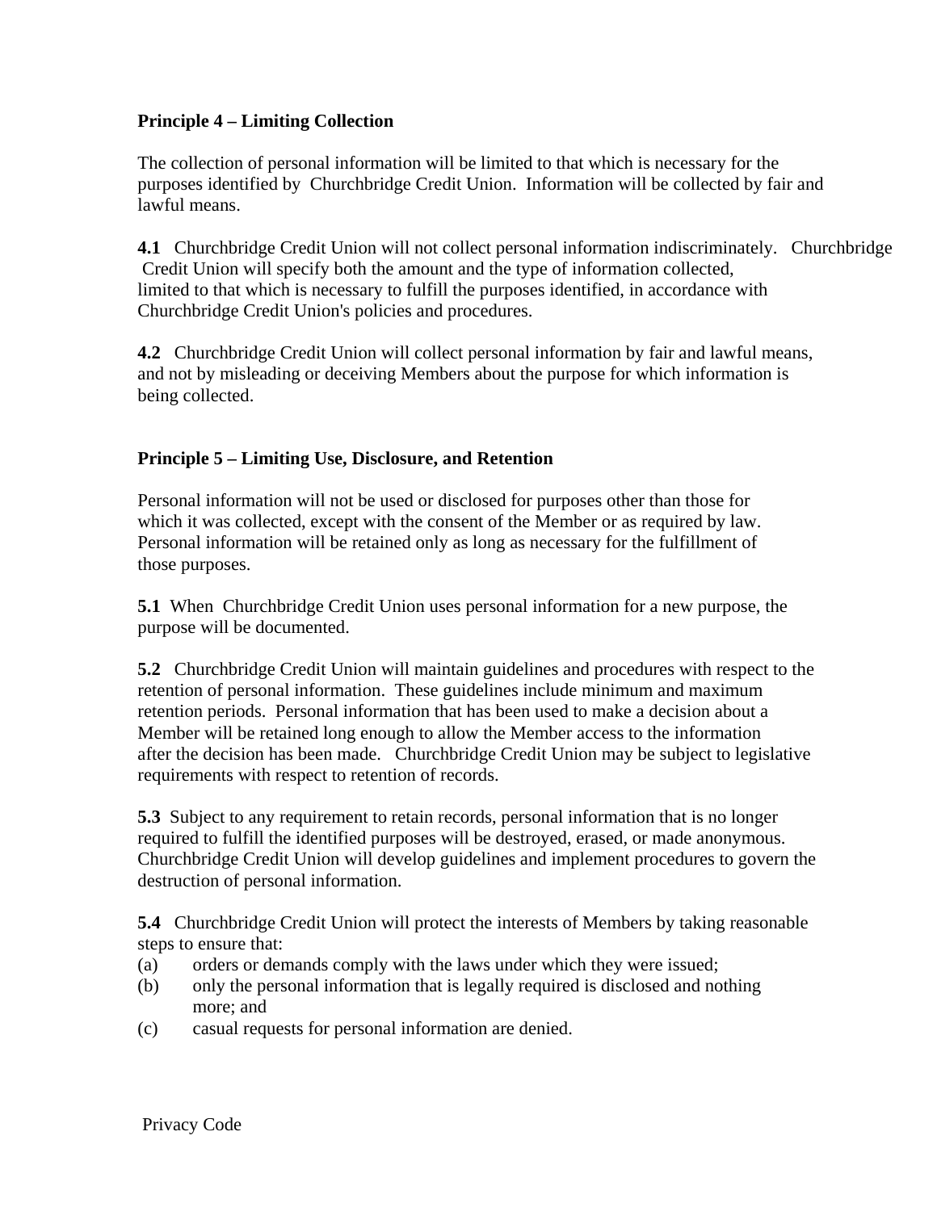**Principle 4 – Limiting Collection**

The collection of personal information will be limited to that which is necessary for the purposes identified by Churchbridge Credit Union. Information will be collected by fair and lawful means.

**4.1** Churchbridge Credit Union will not collect personal information indiscriminately. Churchbridge Credit Union will specify both the amount and the type of information collected, limited to that which is necessary to fulfill the purposes identified, in accordance with Churchbridge Credit Union's policies and procedures.

**4.2** Churchbridge Credit Union will collect personal information by fair and lawful means, and not by misleading or deceiving Members about the purpose for which information is being collected.

**Principle 5 – Limiting Use, Disclosure, and Retention**

Personal information will not be used or disclosed for purposes other than those for which it was collected, except with the consent of the Member or as required by law. Personal information will be retained only as long as necessary for the fulfillment of those purposes.

**5.1** When Churchbridge Credit Union uses personal information for a new purpose, the purpose will be documented.

**5.2** Churchbridge Credit Union will maintain guidelines and procedures with respect to the retention of personal information. These guidelines include minimum and maximum retention periods. Personal information that has been used to make a decision about a Member will be retained long enough to allow the Member access to the information after the decision has been made. Churchbridge Credit Union may be subject to legislative requirements with respect to retention of records.

**5.3** Subject to any requirement to retain records, personal information that is no longer required to fulfill the identified purposes will be destroyed, erased, or made anonymous. Churchbridge Credit Union will develop guidelines and implement procedures to govern the destruction of personal information.

**5.4** Churchbridge Credit Union will protect the interests of Members by taking reasonable steps to ensure that:

(a) orders or demands comply with the laws under which they were issued;
(b) only the personal information that is legally required is disclosed and nothing more; and
(c) casual requests for personal information are denied.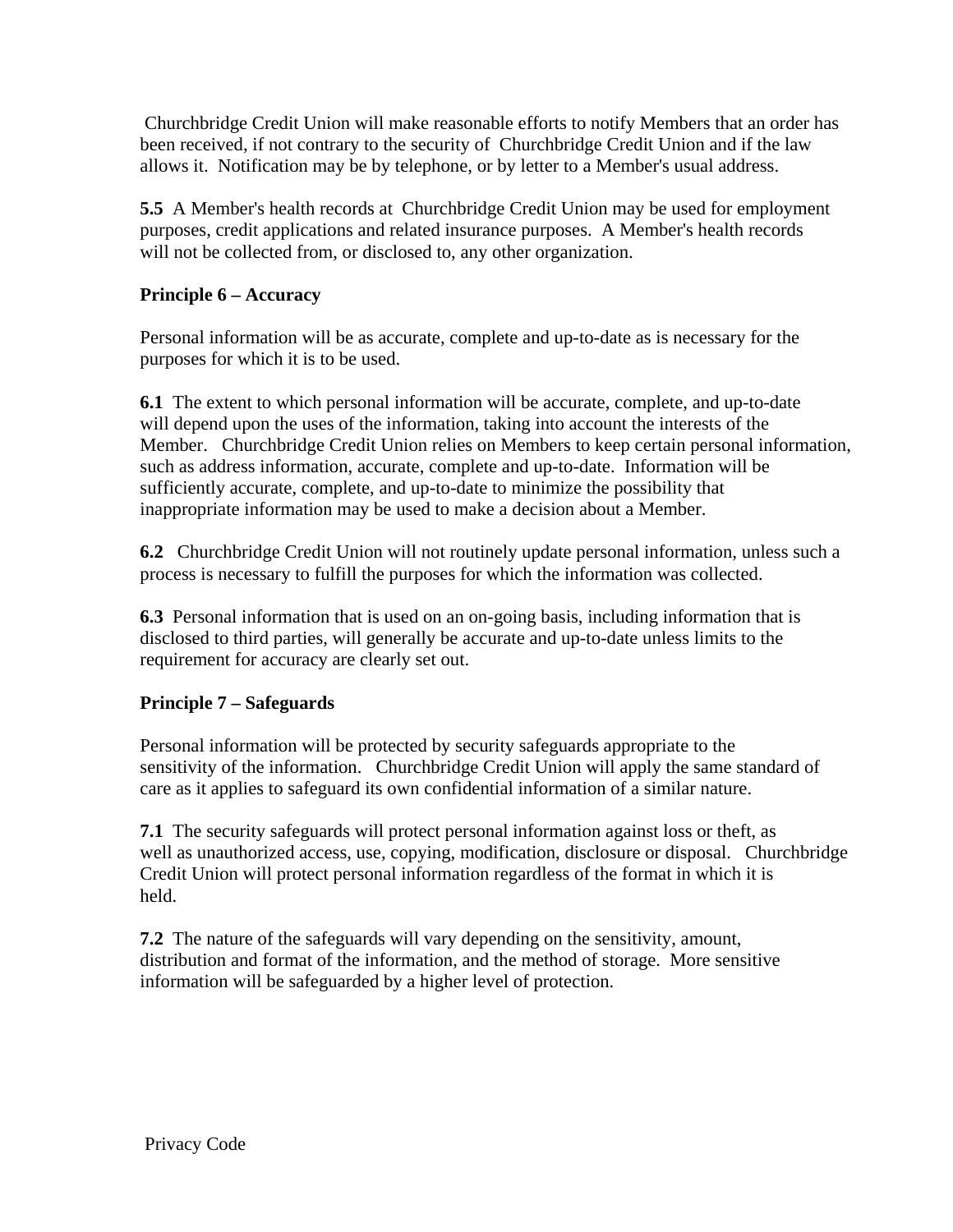Churchbridge Credit Union will make reasonable efforts to notify Members that an order has been received, if not contrary to the security of Churchbridge Credit Union and if the law allows it. Notification may be by telephone, or by letter to a Member's usual address.

**5.5** A Member's health records at Churchbridge Credit Union may be used for employment purposes, credit applications and related insurance purposes. A Member's health records will not be collected from, or disclosed to, any other organization.

**Principle 6 – Accuracy**

Personal information will be as accurate, complete and up-to-date as is necessary for the purposes for which it is to be used.

**6.1** The extent to which personal information will be accurate, complete, and up-to-date will depend upon the uses of the information, taking into account the interests of the Member. Churchbridge Credit Union relies on Members to keep certain personal information, such as address information, accurate, complete and up-to-date. Information will be sufficiently accurate, complete, and up-to-date to minimize the possibility that inappropriate information may be used to make a decision about a Member.

**6.2** Churchbridge Credit Union will not routinely update personal information, unless such a process is necessary to fulfill the purposes for which the information was collected.

**6.3** Personal information that is used on an on-going basis, including information that is disclosed to third parties, will generally be accurate and up-to-date unless limits to the requirement for accuracy are clearly set out.

**Principle 7 – Safeguards**

Personal information will be protected by security safeguards appropriate to the sensitivity of the information. Churchbridge Credit Union will apply the same standard of care as it applies to safeguard its own confidential information of a similar nature.

**7.1** The security safeguards will protect personal information against loss or theft, as well as unauthorized access, use, copying, modification, disclosure or disposal. Churchbridge Credit Union will protect personal information regardless of the format in which it is held.

**7.2** The nature of the safeguards will vary depending on the sensitivity, amount, distribution and format of the information, and the method of storage. More sensitive information will be safeguarded by a higher level of protection.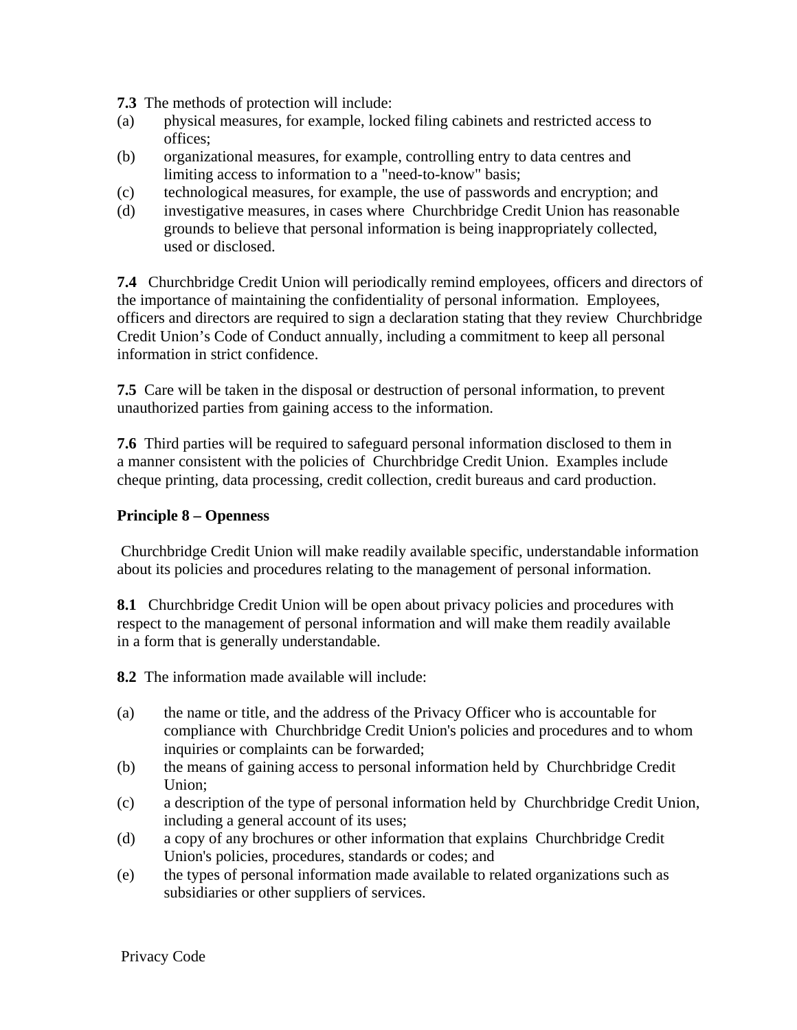**7.3** The methods of protection will include:

(a) physical measures, for example, locked filing cabinets and restricted access to offices;
(b) organizational measures, for example, controlling entry to data centres and limiting access to information to a "need-to-know" basis;
(c) technological measures, for example, the use of passwords and encryption; and
(d) investigative measures, in cases where Churchbridge Credit Union has reasonable grounds to believe that personal information is being inappropriately collected, used or disclosed.

**7.4** Churchbridge Credit Union will periodically remind employees, officers and directors of the importance of maintaining the confidentiality of personal information. Employees, officers and directors are required to sign a declaration stating that they review Churchbridge Credit Union's Code of Conduct annually, including a commitment to keep all personal information in strict confidence.

**7.5** Care will be taken in the disposal or destruction of personal information, to prevent unauthorized parties from gaining access to the information.

**7.6** Third parties will be required to safeguard personal information disclosed to them in a manner consistent with the policies of Churchbridge Credit Union. Examples include cheque printing, data processing, credit collection, credit bureaus and card production.

**Principle 8 – Openness**

Churchbridge Credit Union will make readily available specific, understandable information about its policies and procedures relating to the management of personal information.

**8.1** Churchbridge Credit Union will be open about privacy policies and procedures with respect to the management of personal information and will make them readily available in a form that is generally understandable.

**8.2** The information made available will include:

(a) the name or title, and the address of the Privacy Officer who is accountable for compliance with Churchbridge Credit Union's policies and procedures and to whom inquiries or complaints can be forwarded;
(b) the means of gaining access to personal information held by Churchbridge Credit Union;
(c) a description of the type of personal information held by Churchbridge Credit Union, including a general account of its uses;
(d) a copy of any brochures or other information that explains Churchbridge Credit Union's policies, procedures, standards or codes; and
(e) the types of personal information made available to related organizations such as subsidiaries or other suppliers of services.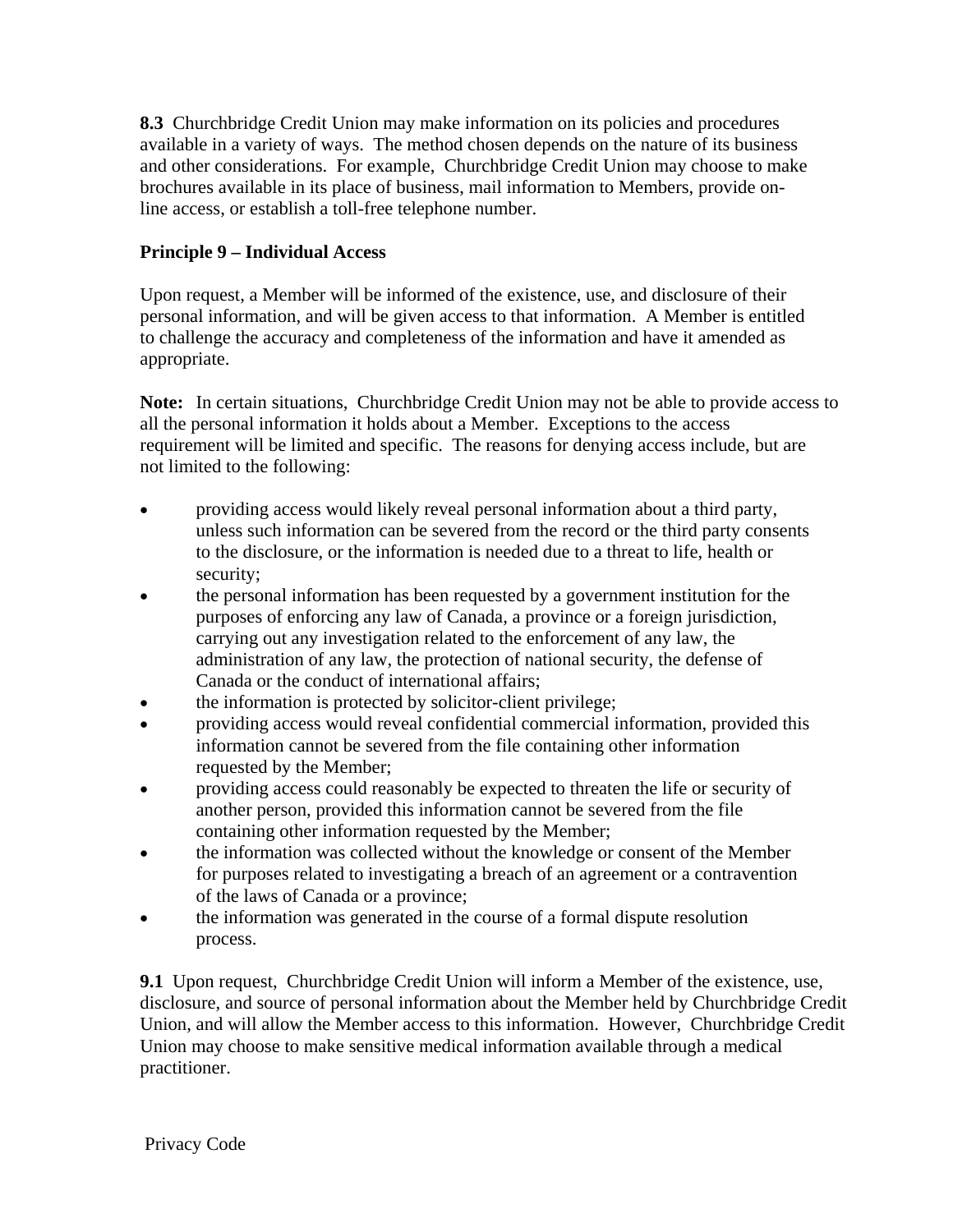**8.3** Churchbridge Credit Union may make information on its policies and procedures available in a variety of ways. The method chosen depends on the nature of its business and other considerations. For example, Churchbridge Credit Union may choose to make brochures available in its place of business, mail information to Members, provide on-line access, or establish a toll-free telephone number.

**Principle 9 – Individual Access**

Upon request, a Member will be informed of the existence, use, and disclosure of their personal information, and will be given access to that information. A Member is entitled to challenge the accuracy and completeness of the information and have it amended as appropriate.

**Note:** In certain situations, Churchbridge Credit Union may not be able to provide access to all the personal information it holds about a Member. Exceptions to the access requirement will be limited and specific. The reasons for denying access include, but are not limited to the following:

- providing access would likely reveal personal information about a third party, unless such information can be severed from the record or the third party consents to the disclosure, or the information is needed due to a threat to life, health or security;
- the personal information has been requested by a government institution for the purposes of enforcing any law of Canada, a province or a foreign jurisdiction, carrying out any investigation related to the enforcement of any law, the administration of any law, the protection of national security, the defense of Canada or the conduct of international affairs;
- the information is protected by solicitor-client privilege;
- providing access would reveal confidential commercial information, provided this information cannot be severed from the file containing other information requested by the Member;
- providing access could reasonably be expected to threaten the life or security of another person, provided this information cannot be severed from the file containing other information requested by the Member;
- the information was collected without the knowledge or consent of the Member for purposes related to investigating a breach of an agreement or a contravention of the laws of Canada or a province;
- the information was generated in the course of a formal dispute resolution process.

**9.1** Upon request, Churchbridge Credit Union will inform a Member of the existence, use, disclosure, and source of personal information about the Member held by Churchbridge Credit Union, and will allow the Member access to this information. However, Churchbridge Credit Union may choose to make sensitive medical information available through a medical practitioner.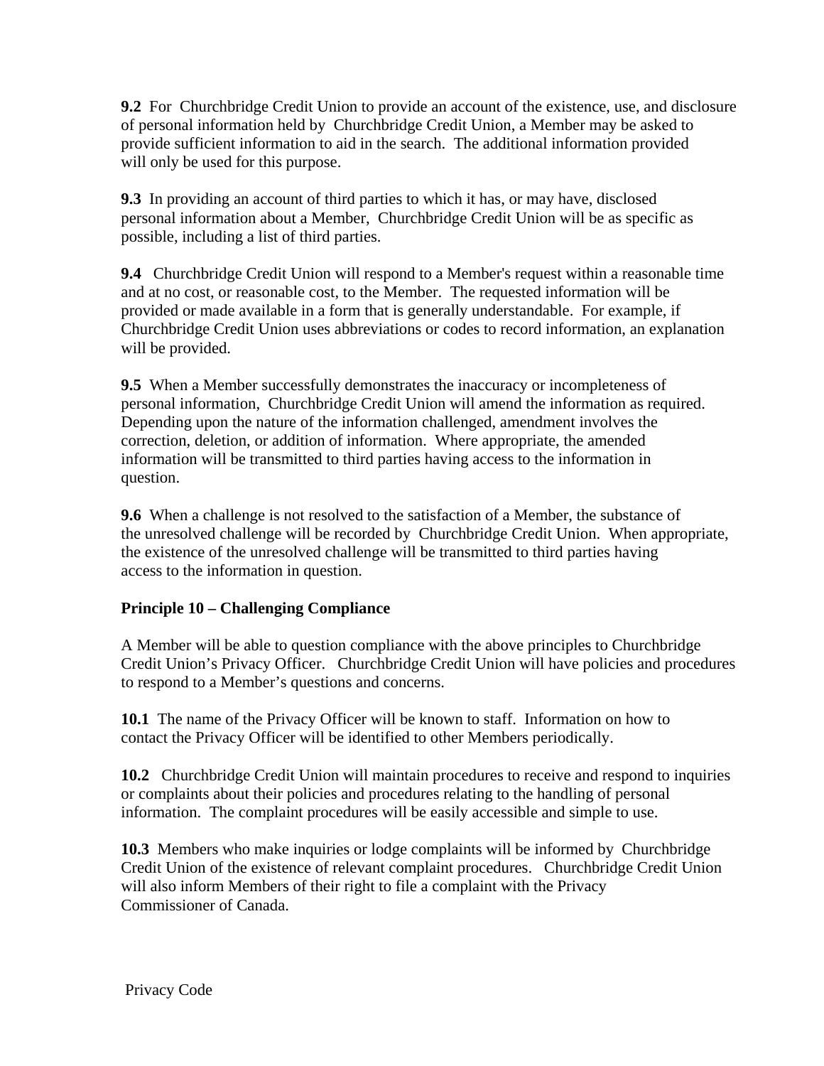**9.2** For Churchbridge Credit Union to provide an account of the existence, use, and disclosure of personal information held by Churchbridge Credit Union, a Member may be asked to provide sufficient information to aid in the search. The additional information provided will only be used for this purpose.

**9.3** In providing an account of third parties to which it has, or may have, disclosed personal information about a Member, Churchbridge Credit Union will be as specific as possible, including a list of third parties.

**9.4** Churchbridge Credit Union will respond to a Member's request within a reasonable time and at no cost, or reasonable cost, to the Member. The requested information will be provided or made available in a form that is generally understandable. For example, if Churchbridge Credit Union uses abbreviations or codes to record information, an explanation will be provided.

**9.5** When a Member successfully demonstrates the inaccuracy or incompleteness of personal information, Churchbridge Credit Union will amend the information as required. Depending upon the nature of the information challenged, amendment involves the correction, deletion, or addition of information. Where appropriate, the amended information will be transmitted to third parties having access to the information in question.

**9.6** When a challenge is not resolved to the satisfaction of a Member, the substance of the unresolved challenge will be recorded by Churchbridge Credit Union. When appropriate, the existence of the unresolved challenge will be transmitted to third parties having access to the information in question.

**Principle 10 – Challenging Compliance**

A Member will be able to question compliance with the above principles to Churchbridge Credit Union's Privacy Officer. Churchbridge Credit Union will have policies and procedures to respond to a Member's questions and concerns.

**10.1** The name of the Privacy Officer will be known to staff. Information on how to contact the Privacy Officer will be identified to other Members periodically.

**10.2** Churchbridge Credit Union will maintain procedures to receive and respond to inquiries or complaints about their policies and procedures relating to the handling of personal information. The complaint procedures will be easily accessible and simple to use.

**10.3** Members who make inquiries or lodge complaints will be informed by Churchbridge Credit Union of the existence of relevant complaint procedures. Churchbridge Credit Union will also inform Members of their right to file a complaint with the Privacy Commissioner of Canada.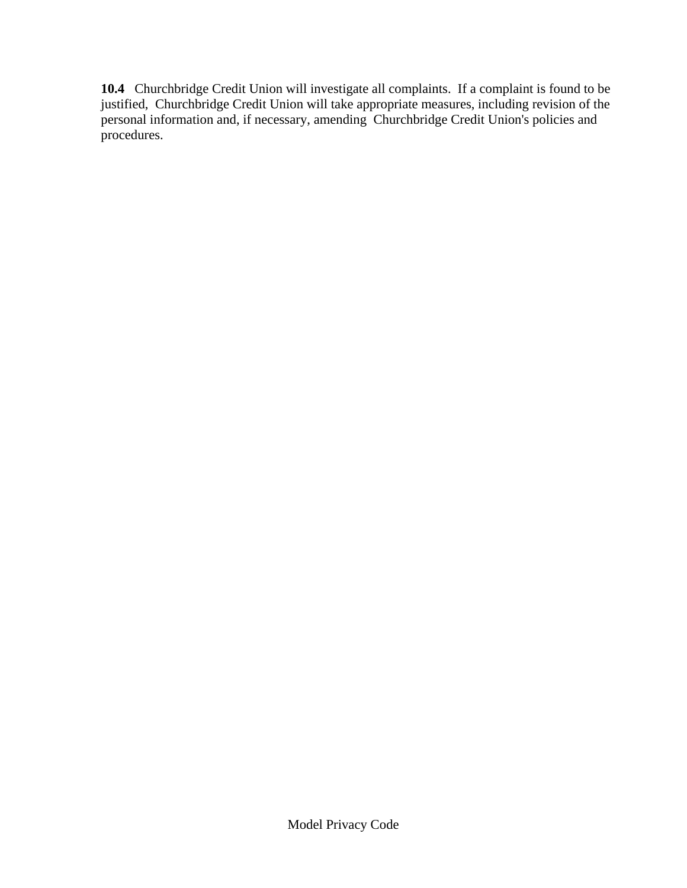**10.4** Churchbridge Credit Union will investigate all complaints. If a complaint is found to be justified, Churchbridge Credit Union will take appropriate measures, including revision of the personal information and, if necessary, amending Churchbridge Credit Union's policies and procedures.